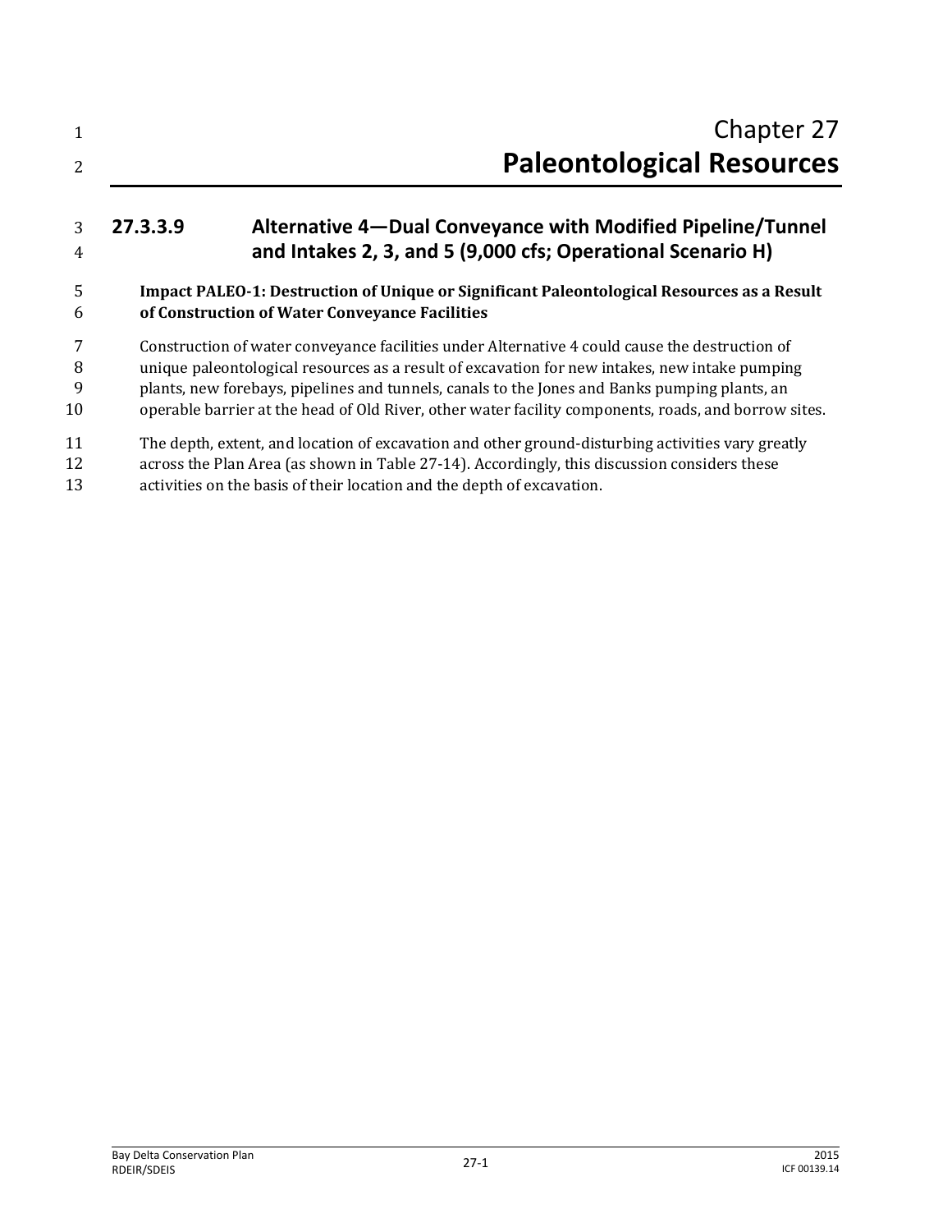# Chapter 27
# Paleontological Resources

## 27.3.3.9 Alternative 4—Dual Conveyance with Modified Pipeline/Tunnel and Intakes 2, 3, and 5 (9,000 cfs; Operational Scenario H)

**Impact PALEO-1: Destruction of Unique or Significant Paleontological Resources as a Result of Construction of Water Conveyance Facilities**

Construction of water conveyance facilities under Alternative 4 could cause the destruction of unique paleontological resources as a result of excavation for new intakes, new intake pumping plants, new forebays, pipelines and tunnels, canals to the Jones and Banks pumping plants, an operable barrier at the head of Old River, other water facility components, roads, and borrow sites.

The depth, extent, and location of excavation and other ground-disturbing activities vary greatly across the Plan Area (as shown in Table 27-14). Accordingly, this discussion considers these activities on the basis of their location and the depth of excavation.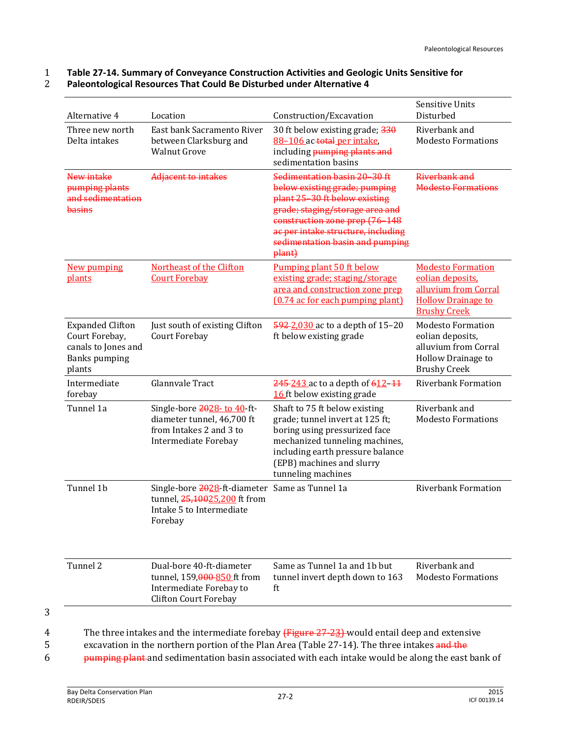**Table 27-14. Summary of Conveyance Construction Activities and Geologic Units Sensitive for Paleontological Resources That Could Be Disturbed under Alternative 4**

| Alternative 4 | Location | Construction/Excavation | Sensitive Units Disturbed |
|---|---|---|---|
| Three new north Delta intakes | East bank Sacramento River between Clarksburg and Walnut Grove | 30 ft below existing grade; ~~330~~ 88–106 ac ~~total~~ per intake, including ~~pumping plants and~~ sedimentation basins | Riverbank and Modesto Formations |
| ~~New intake pumping plants and sedimentation basins~~ | ~~Adjacent to intakes~~ | ~~Sedimentation basin 20–30 ft below existing grade; pumping plant 25–30 ft below existing grade; staging/storage area and construction zone prep (76–148 ac per intake structure, including sedimentation basin and pumping plant)~~ | ~~Riverbank and Modesto Formations~~ |
| New pumping plants | Northeast of the Clifton Court Forebay | Pumping plant 50 ft below existing grade; staging/storage area and construction zone prep (0.74 ac for each pumping plant) | Modesto Formation eolian deposits, alluvium from Corral Hollow Drainage to Brushy Creek |
| Expanded Clifton Court Forebay, canals to Jones and Banks pumping plants | Just south of existing Clifton Court Forebay | ~~592~~ 2,030 ac to a depth of 15–20 ft below existing grade | Modesto Formation eolian deposits, alluvium from Corral Hollow Drainage to Brushy Creek |
| Intermediate forebay | Glannvale Tract | ~~245~~ 243 ac to a depth of ~~6~~12–~~11~~ 16 ft below existing grade | Riverbank Formation |
| Tunnel 1a | Single-bore ~~20~~28- to 40-ft-diameter tunnel, 46,700 ft from Intakes 2 and 3 to Intermediate Forebay | Shaft to 75 ft below existing grade; tunnel invert at 125 ft; boring using pressurized face mechanized tunneling machines, including earth pressure balance (EPB) machines and slurry tunneling machines | Riverbank and Modesto Formations |
| Tunnel 1b | Single-bore ~~20~~28-ft-diameter tunnel, ~~25,100~~25,200 ft from Intake 5 to Intermediate Forebay | Same as Tunnel 1a | Riverbank Formation |
| Tunnel 2 | Dual-bore 40-ft-diameter tunnel, 159,~~000~~ 850 ft from Intermediate Forebay to Clifton Court Forebay | Same as Tunnel 1a and 1b but tunnel invert depth down to 163 ft | Riverbank and Modesto Formations |

The three intakes and the intermediate forebay ~~(Figure 27-23)~~ would entail deep and extensive excavation in the northern portion of the Plan Area (Table 27-14). The three intakes ~~and the pumping plant~~ and sedimentation basin associated with each intake would be along the east bank of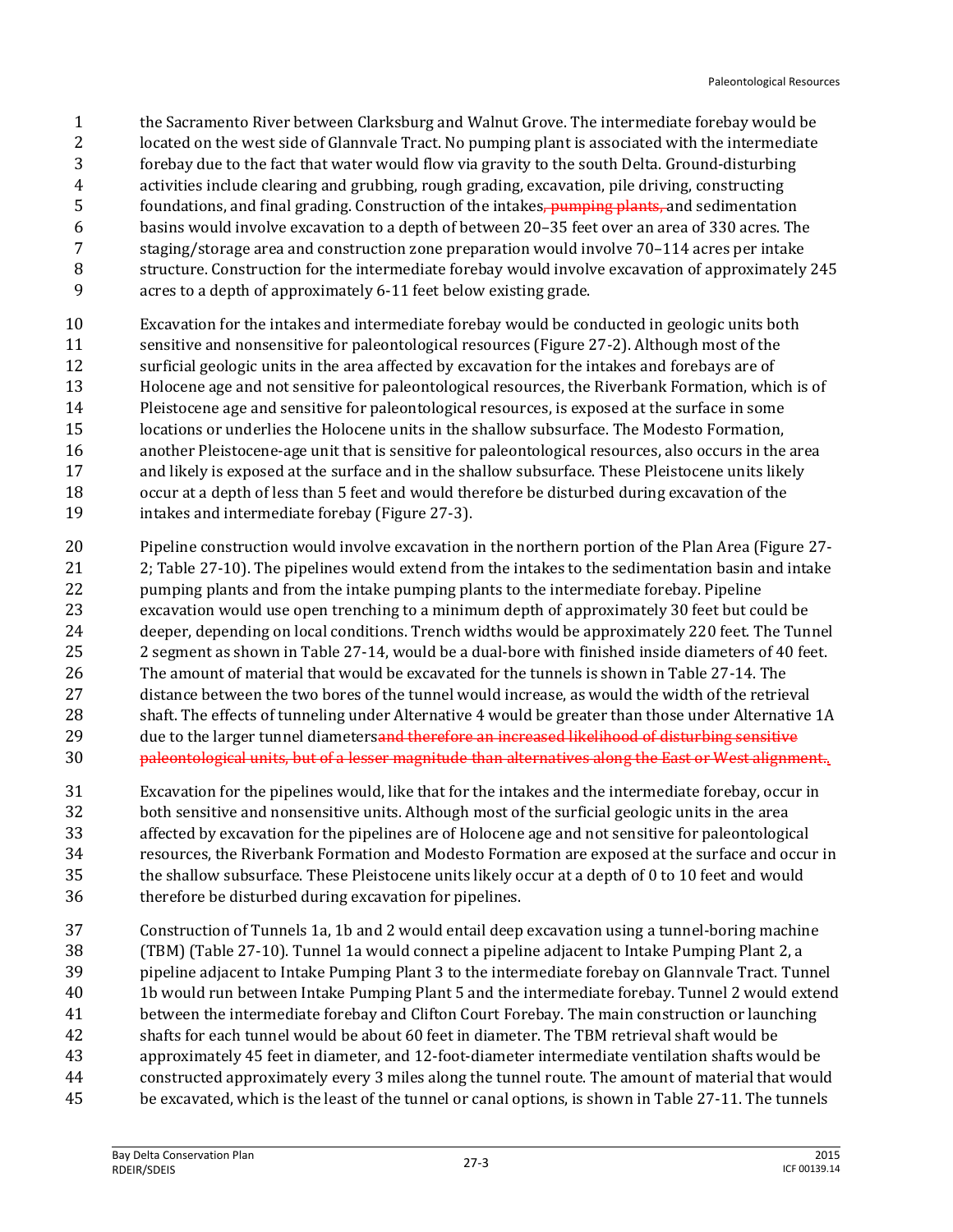the Sacramento River between Clarksburg and Walnut Grove. The intermediate forebay would be located on the west side of Glannvale Tract. No pumping plant is associated with the intermediate forebay due to the fact that water would flow via gravity to the south Delta. Ground-disturbing activities include clearing and grubbing, rough grading, excavation, pile driving, constructing foundations, and final grading. Construction of the intakes~~, pumping plants,~~ and sedimentation basins would involve excavation to a depth of between 20–35 feet over an area of 330 acres. The staging/storage area and construction zone preparation would involve 70–114 acres per intake structure. Construction for the intermediate forebay would involve excavation of approximately 245 acres to a depth of approximately 6-11 feet below existing grade.

Excavation for the intakes and intermediate forebay would be conducted in geologic units both sensitive and nonsensitive for paleontological resources (Figure 27-2). Although most of the surficial geologic units in the area affected by excavation for the intakes and forebays are of Holocene age and not sensitive for paleontological resources, the Riverbank Formation, which is of Pleistocene age and sensitive for paleontological resources, is exposed at the surface in some locations or underlies the Holocene units in the shallow subsurface. The Modesto Formation, another Pleistocene-age unit that is sensitive for paleontological resources, also occurs in the area and likely is exposed at the surface and in the shallow subsurface. These Pleistocene units likely occur at a depth of less than 5 feet and would therefore be disturbed during excavation of the intakes and intermediate forebay (Figure 27-3).

Pipeline construction would involve excavation in the northern portion of the Plan Area (Figure 27-2; Table 27-10). The pipelines would extend from the intakes to the sedimentation basin and intake pumping plants and from the intake pumping plants to the intermediate forebay. Pipeline excavation would use open trenching to a minimum depth of approximately 30 feet but could be deeper, depending on local conditions. Trench widths would be approximately 220 feet. The Tunnel 2 segment as shown in Table 27-14, would be a dual-bore with finished inside diameters of 40 feet. The amount of material that would be excavated for the tunnels is shown in Table 27-14. The distance between the two bores of the tunnel would increase, as would the width of the retrieval shaft. The effects of tunneling under Alternative 4 would be greater than those under Alternative 1A due to the larger tunnel diameters~~and therefore an increased likelihood of disturbing sensitive paleontological units, but of a lesser magnitude than alternatives along the East or West alignment.~~.

Excavation for the pipelines would, like that for the intakes and the intermediate forebay, occur in both sensitive and nonsensitive units. Although most of the surficial geologic units in the area affected by excavation for the pipelines are of Holocene age and not sensitive for paleontological resources, the Riverbank Formation and Modesto Formation are exposed at the surface and occur in the shallow subsurface. These Pleistocene units likely occur at a depth of 0 to 10 feet and would therefore be disturbed during excavation for pipelines.

Construction of Tunnels 1a, 1b and 2 would entail deep excavation using a tunnel-boring machine (TBM) (Table 27-10). Tunnel 1a would connect a pipeline adjacent to Intake Pumping Plant 2, a pipeline adjacent to Intake Pumping Plant 3 to the intermediate forebay on Glannvale Tract. Tunnel 1b would run between Intake Pumping Plant 5 and the intermediate forebay. Tunnel 2 would extend between the intermediate forebay and Clifton Court Forebay. The main construction or launching shafts for each tunnel would be about 60 feet in diameter. The TBM retrieval shaft would be approximately 45 feet in diameter, and 12-foot-diameter intermediate ventilation shafts would be constructed approximately every 3 miles along the tunnel route. The amount of material that would be excavated, which is the least of the tunnel or canal options, is shown in Table 27-11. The tunnels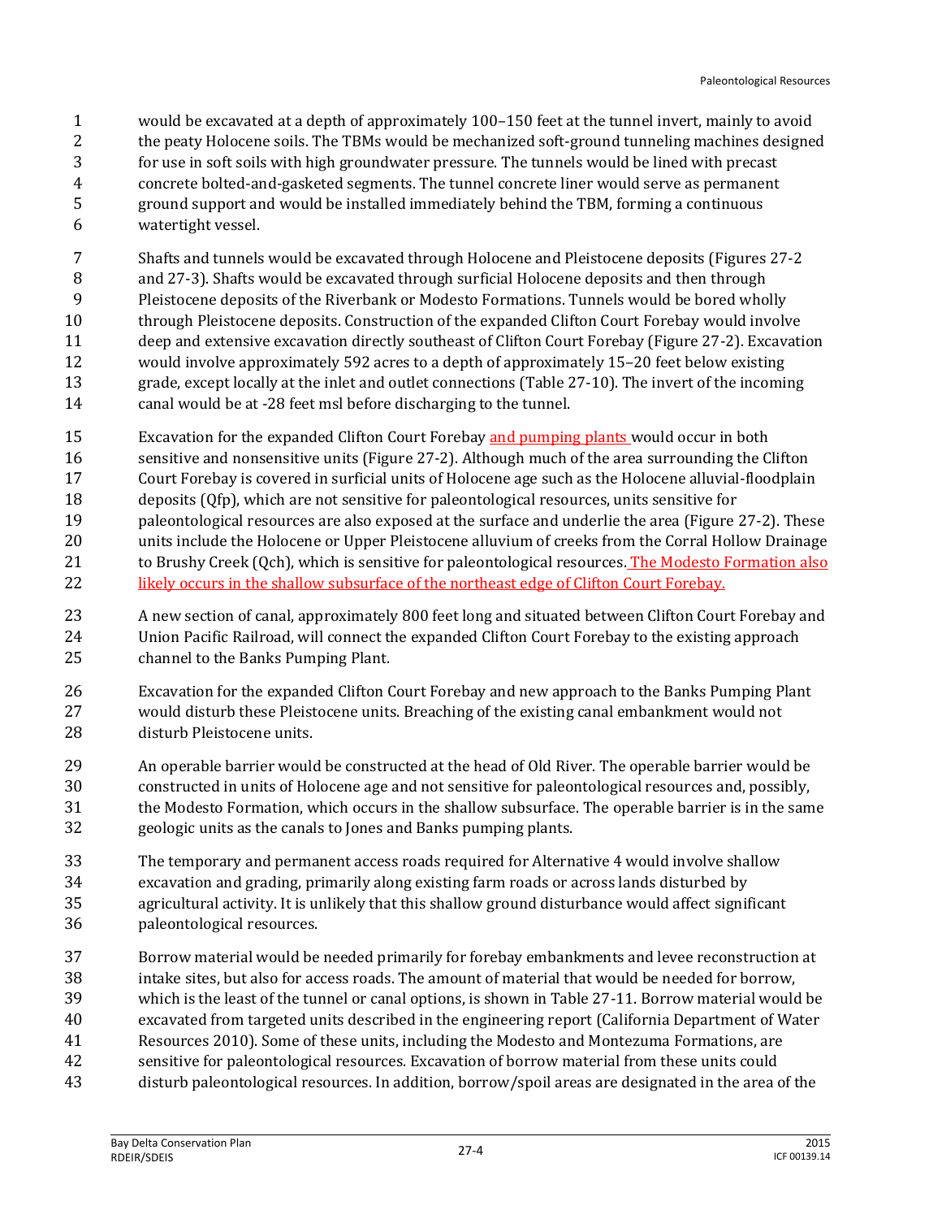would be excavated at a depth of approximately 100–150 feet at the tunnel invert, mainly to avoid the peaty Holocene soils. The TBMs would be mechanized soft-ground tunneling machines designed for use in soft soils with high groundwater pressure. The tunnels would be lined with precast concrete bolted-and-gasketed segments. The tunnel concrete liner would serve as permanent ground support and would be installed immediately behind the TBM, forming a continuous watertight vessel.

Shafts and tunnels would be excavated through Holocene and Pleistocene deposits (Figures 27-2 and 27-3). Shafts would be excavated through surficial Holocene deposits and then through Pleistocene deposits of the Riverbank or Modesto Formations. Tunnels would be bored wholly through Pleistocene deposits. Construction of the expanded Clifton Court Forebay would involve deep and extensive excavation directly southeast of Clifton Court Forebay (Figure 27-2). Excavation would involve approximately 592 acres to a depth of approximately 15–20 feet below existing grade, except locally at the inlet and outlet connections (Table 27-10). The invert of the incoming canal would be at -28 feet msl before discharging to the tunnel.

Excavation for the expanded Clifton Court Forebay and pumping plants would occur in both sensitive and nonsensitive units (Figure 27-2). Although much of the area surrounding the Clifton Court Forebay is covered in surficial units of Holocene age such as the Holocene alluvial-floodplain deposits (Qfp), which are not sensitive for paleontological resources, units sensitive for paleontological resources are also exposed at the surface and underlie the area (Figure 27-2). These units include the Holocene or Upper Pleistocene alluvium of creeks from the Corral Hollow Drainage to Brushy Creek (Qch), which is sensitive for paleontological resources. The Modesto Formation also likely occurs in the shallow subsurface of the northeast edge of Clifton Court Forebay.

A new section of canal, approximately 800 feet long and situated between Clifton Court Forebay and Union Pacific Railroad, will connect the expanded Clifton Court Forebay to the existing approach channel to the Banks Pumping Plant.

Excavation for the expanded Clifton Court Forebay and new approach to the Banks Pumping Plant would disturb these Pleistocene units. Breaching of the existing canal embankment would not disturb Pleistocene units.

An operable barrier would be constructed at the head of Old River. The operable barrier would be constructed in units of Holocene age and not sensitive for paleontological resources and, possibly, the Modesto Formation, which occurs in the shallow subsurface. The operable barrier is in the same geologic units as the canals to Jones and Banks pumping plants.

The temporary and permanent access roads required for Alternative 4 would involve shallow excavation and grading, primarily along existing farm roads or across lands disturbed by agricultural activity. It is unlikely that this shallow ground disturbance would affect significant paleontological resources.

Borrow material would be needed primarily for forebay embankments and levee reconstruction at intake sites, but also for access roads. The amount of material that would be needed for borrow, which is the least of the tunnel or canal options, is shown in Table 27-11. Borrow material would be excavated from targeted units described in the engineering report (California Department of Water Resources 2010). Some of these units, including the Modesto and Montezuma Formations, are sensitive for paleontological resources. Excavation of borrow material from these units could disturb paleontological resources. In addition, borrow/spoil areas are designated in the area of the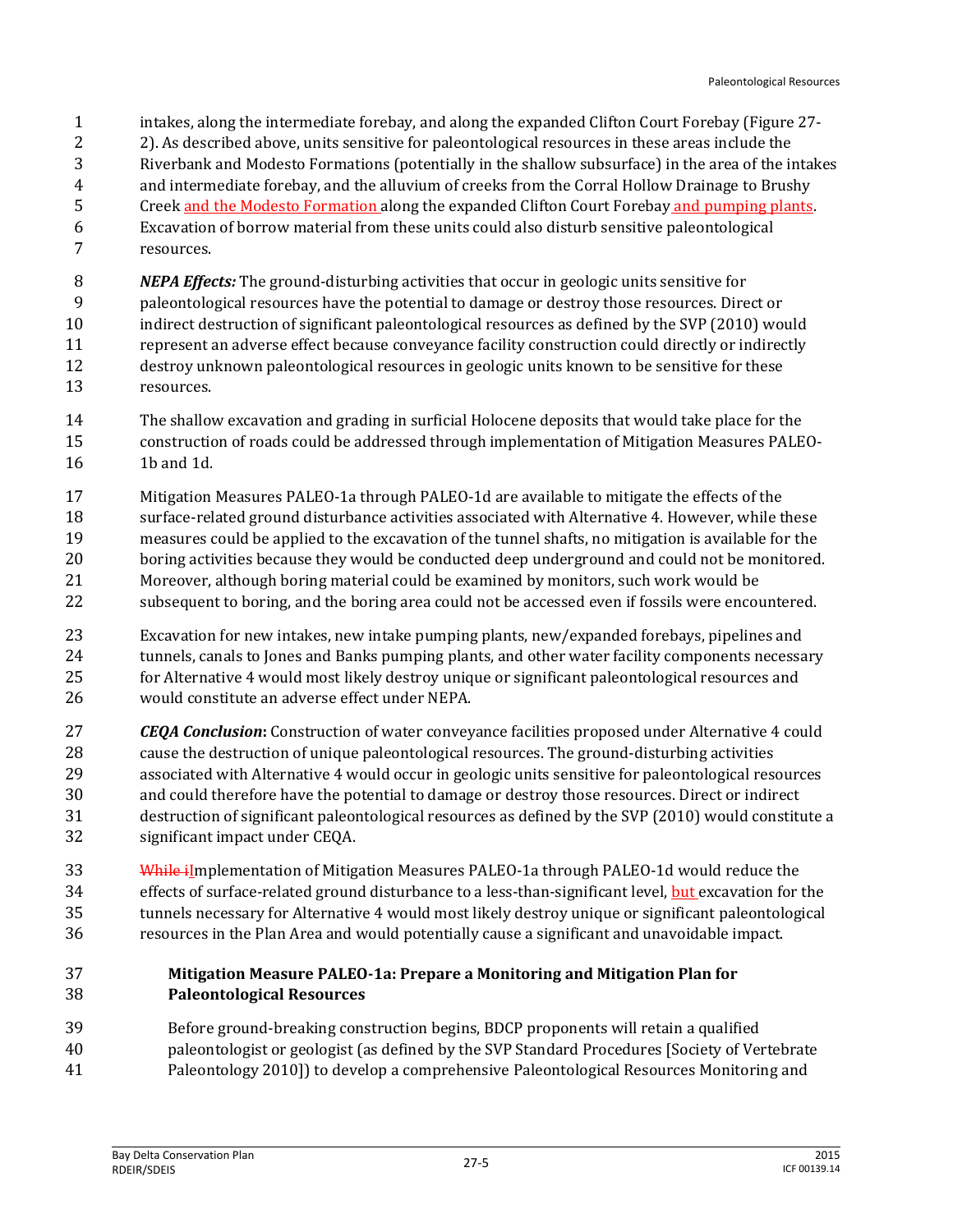intakes, along the intermediate forebay, and along the expanded Clifton Court Forebay (Figure 27-2). As described above, units sensitive for paleontological resources in these areas include the Riverbank and Modesto Formations (potentially in the shallow subsurface) in the area of the intakes and intermediate forebay, and the alluvium of creeks from the Corral Hollow Drainage to Brushy Creek and the Modesto Formation along the expanded Clifton Court Forebay and pumping plants. Excavation of borrow material from these units could also disturb sensitive paleontological resources.

***NEPA Effects:*** The ground-disturbing activities that occur in geologic units sensitive for paleontological resources have the potential to damage or destroy those resources. Direct or indirect destruction of significant paleontological resources as defined by the SVP (2010) would represent an adverse effect because conveyance facility construction could directly or indirectly destroy unknown paleontological resources in geologic units known to be sensitive for these resources.

The shallow excavation and grading in surficial Holocene deposits that would take place for the construction of roads could be addressed through implementation of Mitigation Measures PALEO-1b and 1d.

Mitigation Measures PALEO-1a through PALEO-1d are available to mitigate the effects of the surface-related ground disturbance activities associated with Alternative 4. However, while these measures could be applied to the excavation of the tunnel shafts, no mitigation is available for the boring activities because they would be conducted deep underground and could not be monitored. Moreover, although boring material could be examined by monitors, such work would be subsequent to boring, and the boring area could not be accessed even if fossils were encountered.

Excavation for new intakes, new intake pumping plants, new/expanded forebays, pipelines and tunnels, canals to Jones and Banks pumping plants, and other water facility components necessary for Alternative 4 would most likely destroy unique or significant paleontological resources and would constitute an adverse effect under NEPA.

***CEQA Conclusion*:** Construction of water conveyance facilities proposed under Alternative 4 could cause the destruction of unique paleontological resources. The ground-disturbing activities associated with Alternative 4 would occur in geologic units sensitive for paleontological resources and could therefore have the potential to damage or destroy those resources. Direct or indirect destruction of significant paleontological resources as defined by the SVP (2010) would constitute a significant impact under CEQA.

~~While i~~Implementation of Mitigation Measures PALEO-1a through PALEO-1d would reduce the effects of surface-related ground disturbance to a less-than-significant level, but excavation for the tunnels necessary for Alternative 4 would most likely destroy unique or significant paleontological resources in the Plan Area and would potentially cause a significant and unavoidable impact.

**Mitigation Measure PALEO-1a: Prepare a Monitoring and Mitigation Plan for Paleontological Resources**

Before ground-breaking construction begins, BDCP proponents will retain a qualified paleontologist or geologist (as defined by the SVP Standard Procedures [Society of Vertebrate Paleontology 2010]) to develop a comprehensive Paleontological Resources Monitoring and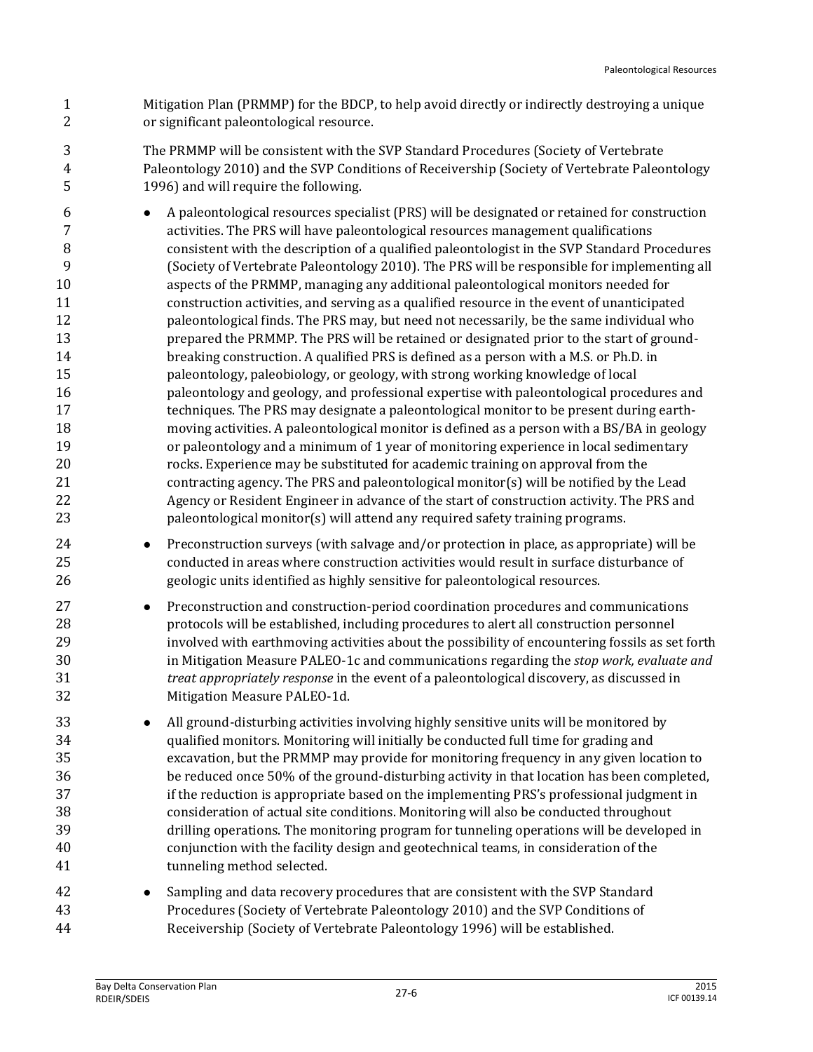Mitigation Plan (PRMMP) for the BDCP, to help avoid directly or indirectly destroying a unique or significant paleontological resource.

The PRMMP will be consistent with the SVP Standard Procedures (Society of Vertebrate Paleontology 2010) and the SVP Conditions of Receivership (Society of Vertebrate Paleontology 1996) and will require the following.

- A paleontological resources specialist (PRS) will be designated or retained for construction activities. The PRS will have paleontological resources management qualifications consistent with the description of a qualified paleontologist in the SVP Standard Procedures (Society of Vertebrate Paleontology 2010). The PRS will be responsible for implementing all aspects of the PRMMP, managing any additional paleontological monitors needed for construction activities, and serving as a qualified resource in the event of unanticipated paleontological finds. The PRS may, but need not necessarily, be the same individual who prepared the PRMMP. The PRS will be retained or designated prior to the start of ground-breaking construction. A qualified PRS is defined as a person with a M.S. or Ph.D. in paleontology, paleobiology, or geology, with strong working knowledge of local paleontology and geology, and professional expertise with paleontological procedures and techniques. The PRS may designate a paleontological monitor to be present during earth-moving activities. A paleontological monitor is defined as a person with a BS/BA in geology or paleontology and a minimum of 1 year of monitoring experience in local sedimentary rocks. Experience may be substituted for academic training on approval from the contracting agency. The PRS and paleontological monitor(s) will be notified by the Lead Agency or Resident Engineer in advance of the start of construction activity. The PRS and paleontological monitor(s) will attend any required safety training programs.
- Preconstruction surveys (with salvage and/or protection in place, as appropriate) will be conducted in areas where construction activities would result in surface disturbance of geologic units identified as highly sensitive for paleontological resources.
- Preconstruction and construction-period coordination procedures and communications protocols will be established, including procedures to alert all construction personnel involved with earthmoving activities about the possibility of encountering fossils as set forth in Mitigation Measure PALEO-1c and communications regarding the *stop work, evaluate and treat appropriately response* in the event of a paleontological discovery, as discussed in Mitigation Measure PALEO-1d.
- All ground-disturbing activities involving highly sensitive units will be monitored by qualified monitors. Monitoring will initially be conducted full time for grading and excavation, but the PRMMP may provide for monitoring frequency in any given location to be reduced once 50% of the ground-disturbing activity in that location has been completed, if the reduction is appropriate based on the implementing PRS's professional judgment in consideration of actual site conditions. Monitoring will also be conducted throughout drilling operations. The monitoring program for tunneling operations will be developed in conjunction with the facility design and geotechnical teams, in consideration of the tunneling method selected.
- Sampling and data recovery procedures that are consistent with the SVP Standard Procedures (Society of Vertebrate Paleontology 2010) and the SVP Conditions of Receivership (Society of Vertebrate Paleontology 1996) will be established.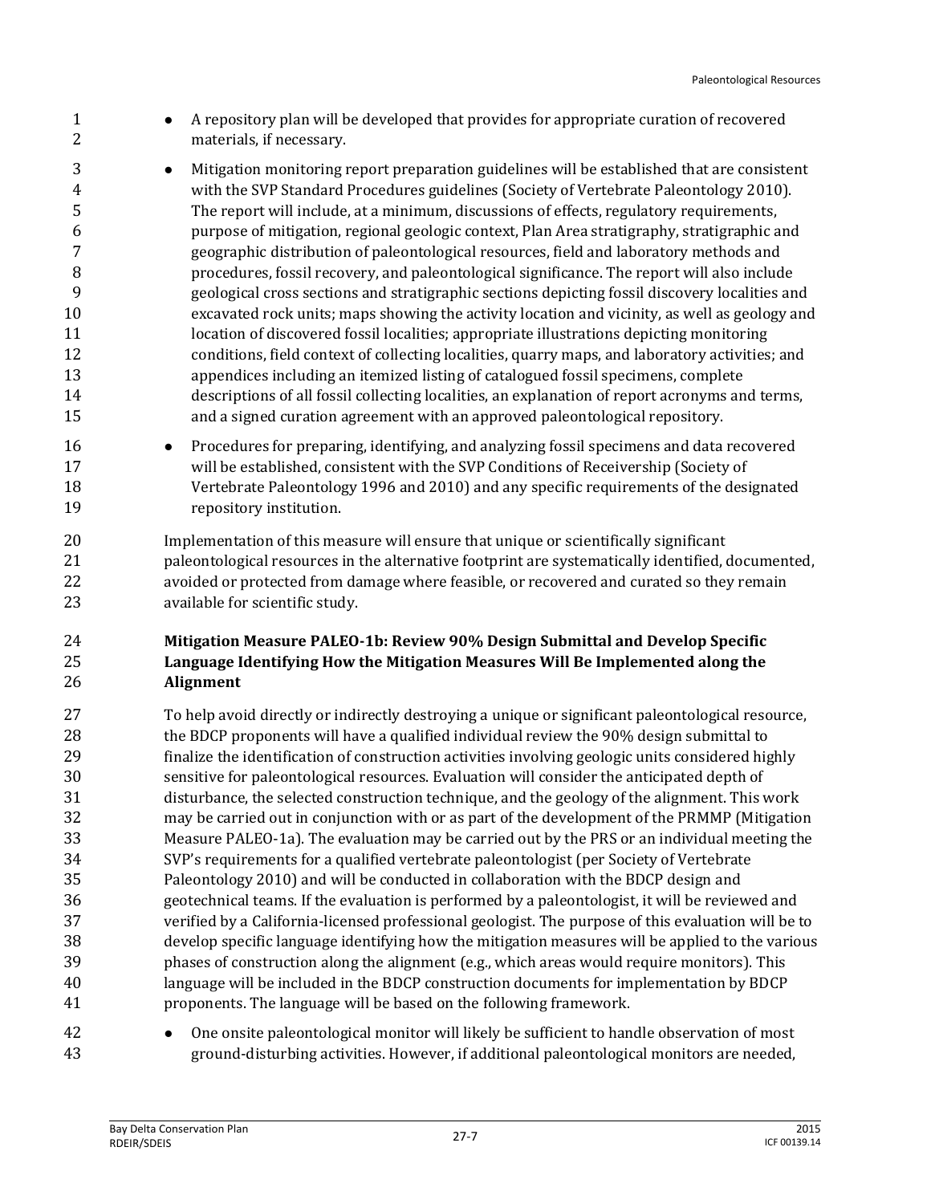- A repository plan will be developed that provides for appropriate curation of recovered materials, if necessary.
- Mitigation monitoring report preparation guidelines will be established that are consistent with the SVP Standard Procedures guidelines (Society of Vertebrate Paleontology 2010). The report will include, at a minimum, discussions of effects, regulatory requirements, purpose of mitigation, regional geologic context, Plan Area stratigraphy, stratigraphic and geographic distribution of paleontological resources, field and laboratory methods and procedures, fossil recovery, and paleontological significance. The report will also include geological cross sections and stratigraphic sections depicting fossil discovery localities and excavated rock units; maps showing the activity location and vicinity, as well as geology and location of discovered fossil localities; appropriate illustrations depicting monitoring conditions, field context of collecting localities, quarry maps, and laboratory activities; and appendices including an itemized listing of catalogued fossil specimens, complete descriptions of all fossil collecting localities, an explanation of report acronyms and terms, and a signed curation agreement with an approved paleontological repository.
- Procedures for preparing, identifying, and analyzing fossil specimens and data recovered will be established, consistent with the SVP Conditions of Receivership (Society of Vertebrate Paleontology 1996 and 2010) and any specific requirements of the designated repository institution.

Implementation of this measure will ensure that unique or scientifically significant paleontological resources in the alternative footprint are systematically identified, documented, avoided or protected from damage where feasible, or recovered and curated so they remain available for scientific study.

**Mitigation Measure PALEO-1b: Review 90% Design Submittal and Develop Specific Language Identifying How the Mitigation Measures Will Be Implemented along the Alignment**

To help avoid directly or indirectly destroying a unique or significant paleontological resource, the BDCP proponents will have a qualified individual review the 90% design submittal to finalize the identification of construction activities involving geologic units considered highly sensitive for paleontological resources. Evaluation will consider the anticipated depth of disturbance, the selected construction technique, and the geology of the alignment. This work may be carried out in conjunction with or as part of the development of the PRMMP (Mitigation Measure PALEO-1a). The evaluation may be carried out by the PRS or an individual meeting the SVP's requirements for a qualified vertebrate paleontologist (per Society of Vertebrate Paleontology 2010) and will be conducted in collaboration with the BDCP design and geotechnical teams. If the evaluation is performed by a paleontologist, it will be reviewed and verified by a California-licensed professional geologist. The purpose of this evaluation will be to develop specific language identifying how the mitigation measures will be applied to the various phases of construction along the alignment (e.g., which areas would require monitors). This language will be included in the BDCP construction documents for implementation by BDCP proponents. The language will be based on the following framework.

- One onsite paleontological monitor will likely be sufficient to handle observation of most ground-disturbing activities. However, if additional paleontological monitors are needed,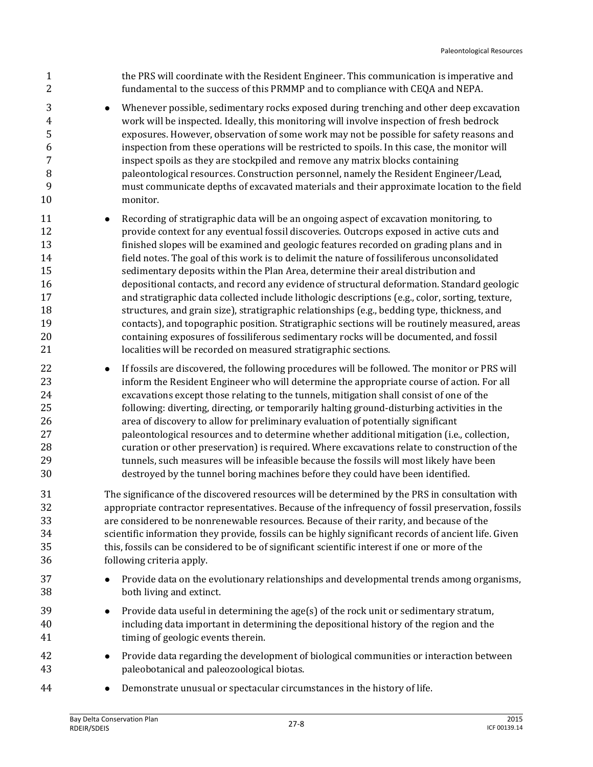the PRS will coordinate with the Resident Engineer. This communication is imperative and fundamental to the success of this PRMMP and to compliance with CEQA and NEPA.

- Whenever possible, sedimentary rocks exposed during trenching and other deep excavation work will be inspected. Ideally, this monitoring will involve inspection of fresh bedrock exposures. However, observation of some work may not be possible for safety reasons and inspection from these operations will be restricted to spoils. In this case, the monitor will inspect spoils as they are stockpiled and remove any matrix blocks containing paleontological resources. Construction personnel, namely the Resident Engineer/Lead, must communicate depths of excavated materials and their approximate location to the field monitor.
- Recording of stratigraphic data will be an ongoing aspect of excavation monitoring, to provide context for any eventual fossil discoveries. Outcrops exposed in active cuts and finished slopes will be examined and geologic features recorded on grading plans and in field notes. The goal of this work is to delimit the nature of fossiliferous unconsolidated sedimentary deposits within the Plan Area, determine their areal distribution and depositional contacts, and record any evidence of structural deformation. Standard geologic and stratigraphic data collected include lithologic descriptions (e.g., color, sorting, texture, structures, and grain size), stratigraphic relationships (e.g., bedding type, thickness, and contacts), and topographic position. Stratigraphic sections will be routinely measured, areas containing exposures of fossiliferous sedimentary rocks will be documented, and fossil localities will be recorded on measured stratigraphic sections.
- If fossils are discovered, the following procedures will be followed. The monitor or PRS will inform the Resident Engineer who will determine the appropriate course of action. For all excavations except those relating to the tunnels, mitigation shall consist of one of the following: diverting, directing, or temporarily halting ground-disturbing activities in the area of discovery to allow for preliminary evaluation of potentially significant paleontological resources and to determine whether additional mitigation (i.e., collection, curation or other preservation) is required. Where excavations relate to construction of the tunnels, such measures will be infeasible because the fossils will most likely have been destroyed by the tunnel boring machines before they could have been identified.

The significance of the discovered resources will be determined by the PRS in consultation with appropriate contractor representatives. Because of the infrequency of fossil preservation, fossils are considered to be nonrenewable resources. Because of their rarity, and because of the scientific information they provide, fossils can be highly significant records of ancient life. Given this, fossils can be considered to be of significant scientific interest if one or more of the following criteria apply.

- Provide data on the evolutionary relationships and developmental trends among organisms, both living and extinct.
- Provide data useful in determining the age(s) of the rock unit or sedimentary stratum, including data important in determining the depositional history of the region and the timing of geologic events therein.
- Provide data regarding the development of biological communities or interaction between paleobotanical and paleozoological biotas.
- Demonstrate unusual or spectacular circumstances in the history of life.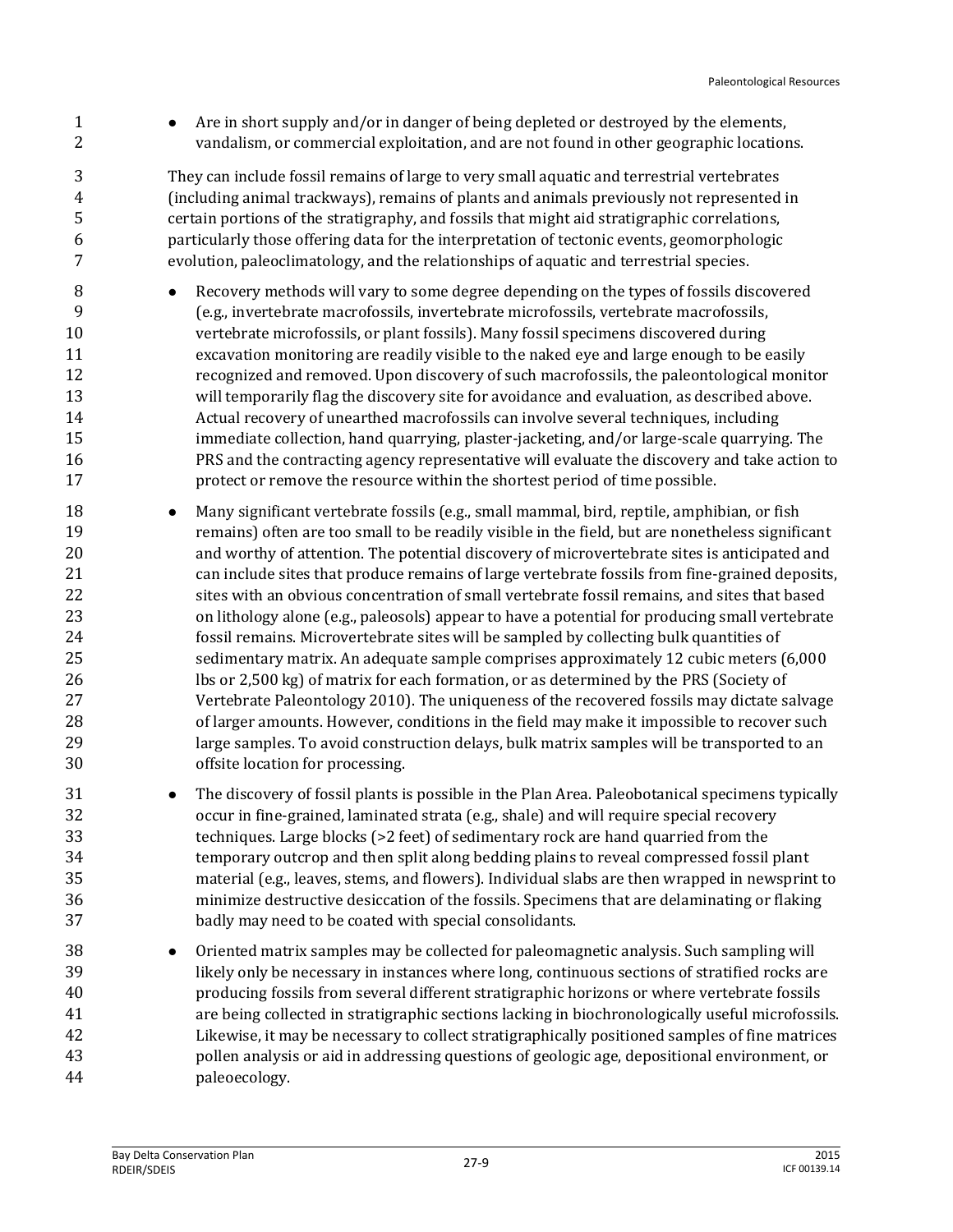- Are in short supply and/or in danger of being depleted or destroyed by the elements, vandalism, or commercial exploitation, and are not found in other geographic locations.

They can include fossil remains of large to very small aquatic and terrestrial vertebrates (including animal trackways), remains of plants and animals previously not represented in certain portions of the stratigraphy, and fossils that might aid stratigraphic correlations, particularly those offering data for the interpretation of tectonic events, geomorphologic evolution, paleoclimatology, and the relationships of aquatic and terrestrial species.

- Recovery methods will vary to some degree depending on the types of fossils discovered (e.g., invertebrate macrofossils, invertebrate microfossils, vertebrate macrofossils, vertebrate microfossils, or plant fossils). Many fossil specimens discovered during excavation monitoring are readily visible to the naked eye and large enough to be easily recognized and removed. Upon discovery of such macrofossils, the paleontological monitor will temporarily flag the discovery site for avoidance and evaluation, as described above. Actual recovery of unearthed macrofossils can involve several techniques, including immediate collection, hand quarrying, plaster-jacketing, and/or large-scale quarrying. The PRS and the contracting agency representative will evaluate the discovery and take action to protect or remove the resource within the shortest period of time possible.
- Many significant vertebrate fossils (e.g., small mammal, bird, reptile, amphibian, or fish remains) often are too small to be readily visible in the field, but are nonetheless significant and worthy of attention. The potential discovery of microvertebrate sites is anticipated and can include sites that produce remains of large vertebrate fossils from fine-grained deposits, sites with an obvious concentration of small vertebrate fossil remains, and sites that based on lithology alone (e.g., paleosols) appear to have a potential for producing small vertebrate fossil remains. Microvertebrate sites will be sampled by collecting bulk quantities of sedimentary matrix. An adequate sample comprises approximately 12 cubic meters (6,000 lbs or 2,500 kg) of matrix for each formation, or as determined by the PRS (Society of Vertebrate Paleontology 2010). The uniqueness of the recovered fossils may dictate salvage of larger amounts. However, conditions in the field may make it impossible to recover such large samples. To avoid construction delays, bulk matrix samples will be transported to an offsite location for processing.
- The discovery of fossil plants is possible in the Plan Area. Paleobotanical specimens typically occur in fine-grained, laminated strata (e.g., shale) and will require special recovery techniques. Large blocks (>2 feet) of sedimentary rock are hand quarried from the temporary outcrop and then split along bedding plains to reveal compressed fossil plant material (e.g., leaves, stems, and flowers). Individual slabs are then wrapped in newsprint to minimize destructive desiccation of the fossils. Specimens that are delaminating or flaking badly may need to be coated with special consolidants.
- Oriented matrix samples may be collected for paleomagnetic analysis. Such sampling will likely only be necessary in instances where long, continuous sections of stratified rocks are producing fossils from several different stratigraphic horizons or where vertebrate fossils are being collected in stratigraphic sections lacking in biochronologically useful microfossils. Likewise, it may be necessary to collect stratigraphically positioned samples of fine matrices pollen analysis or aid in addressing questions of geologic age, depositional environment, or paleoecology.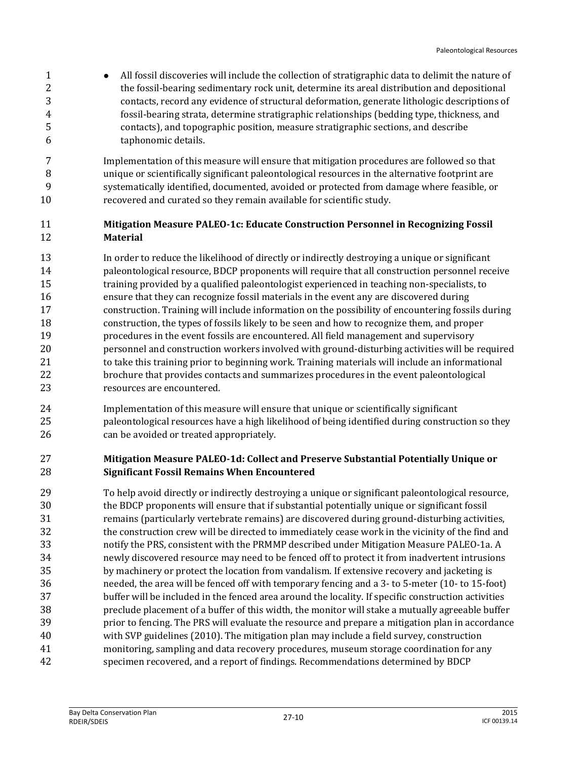- All fossil discoveries will include the collection of stratigraphic data to delimit the nature of the fossil-bearing sedimentary rock unit, determine its areal distribution and depositional contacts, record any evidence of structural deformation, generate lithologic descriptions of fossil-bearing strata, determine stratigraphic relationships (bedding type, thickness, and contacts), and topographic position, measure stratigraphic sections, and describe taphonomic details.

Implementation of this measure will ensure that mitigation procedures are followed so that unique or scientifically significant paleontological resources in the alternative footprint are systematically identified, documented, avoided or protected from damage where feasible, or recovered and curated so they remain available for scientific study.

**Mitigation Measure PALEO-1c: Educate Construction Personnel in Recognizing Fossil Material**

In order to reduce the likelihood of directly or indirectly destroying a unique or significant paleontological resource, BDCP proponents will require that all construction personnel receive training provided by a qualified paleontologist experienced in teaching non-specialists, to ensure that they can recognize fossil materials in the event any are discovered during construction. Training will include information on the possibility of encountering fossils during construction, the types of fossils likely to be seen and how to recognize them, and proper procedures in the event fossils are encountered. All field management and supervisory personnel and construction workers involved with ground-disturbing activities will be required to take this training prior to beginning work. Training materials will include an informational brochure that provides contacts and summarizes procedures in the event paleontological resources are encountered.

Implementation of this measure will ensure that unique or scientifically significant paleontological resources have a high likelihood of being identified during construction so they can be avoided or treated appropriately.

**Mitigation Measure PALEO-1d: Collect and Preserve Substantial Potentially Unique or Significant Fossil Remains When Encountered**

To help avoid directly or indirectly destroying a unique or significant paleontological resource, the BDCP proponents will ensure that if substantial potentially unique or significant fossil remains (particularly vertebrate remains) are discovered during ground-disturbing activities, the construction crew will be directed to immediately cease work in the vicinity of the find and notify the PRS, consistent with the PRMMP described under Mitigation Measure PALEO-1a. A newly discovered resource may need to be fenced off to protect it from inadvertent intrusions by machinery or protect the location from vandalism. If extensive recovery and jacketing is needed, the area will be fenced off with temporary fencing and a 3- to 5-meter (10- to 15-foot) buffer will be included in the fenced area around the locality. If specific construction activities preclude placement of a buffer of this width, the monitor will stake a mutually agreeable buffer prior to fencing. The PRS will evaluate the resource and prepare a mitigation plan in accordance with SVP guidelines (2010). The mitigation plan may include a field survey, construction monitoring, sampling and data recovery procedures, museum storage coordination for any specimen recovered, and a report of findings. Recommendations determined by BDCP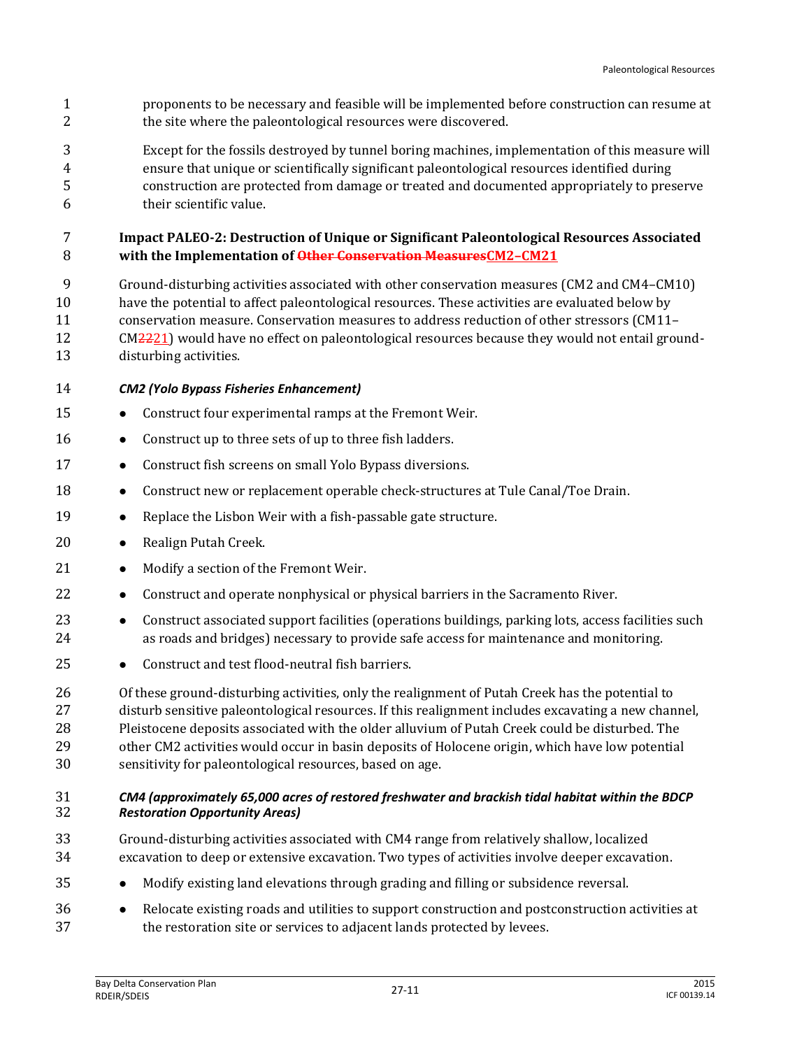proponents to be necessary and feasible will be implemented before construction can resume at the site where the paleontological resources were discovered.

Except for the fossils destroyed by tunnel boring machines, implementation of this measure will ensure that unique or scientifically significant paleontological resources identified during construction are protected from damage or treated and documented appropriately to preserve their scientific value.

**Impact PALEO-2: Destruction of Unique or Significant Paleontological Resources Associated with the Implementation of ~~Other Conservation Measures~~CM2–CM21**

Ground-disturbing activities associated with other conservation measures (CM2 and CM4–CM10) have the potential to affect paleontological resources. These activities are evaluated below by conservation measure. Conservation measures to address reduction of other stressors (CM11–CM~~22~~21) would have no effect on paleontological resources because they would not entail ground-disturbing activities.

***CM2 (Yolo Bypass Fisheries Enhancement)***

- Construct four experimental ramps at the Fremont Weir.
- Construct up to three sets of up to three fish ladders.
- Construct fish screens on small Yolo Bypass diversions.
- Construct new or replacement operable check-structures at Tule Canal/Toe Drain.
- Replace the Lisbon Weir with a fish-passable gate structure.
- Realign Putah Creek.
- Modify a section of the Fremont Weir.
- Construct and operate nonphysical or physical barriers in the Sacramento River.
- Construct associated support facilities (operations buildings, parking lots, access facilities such as roads and bridges) necessary to provide safe access for maintenance and monitoring.
- Construct and test flood-neutral fish barriers.

Of these ground-disturbing activities, only the realignment of Putah Creek has the potential to disturb sensitive paleontological resources. If this realignment includes excavating a new channel, Pleistocene deposits associated with the older alluvium of Putah Creek could be disturbed. The other CM2 activities would occur in basin deposits of Holocene origin, which have low potential sensitivity for paleontological resources, based on age.

***CM4 (approximately 65,000 acres of restored freshwater and brackish tidal habitat within the BDCP Restoration Opportunity Areas)***

Ground-disturbing activities associated with CM4 range from relatively shallow, localized excavation to deep or extensive excavation. Two types of activities involve deeper excavation.

- Modify existing land elevations through grading and filling or subsidence reversal.
- Relocate existing roads and utilities to support construction and postconstruction activities at the restoration site or services to adjacent lands protected by levees.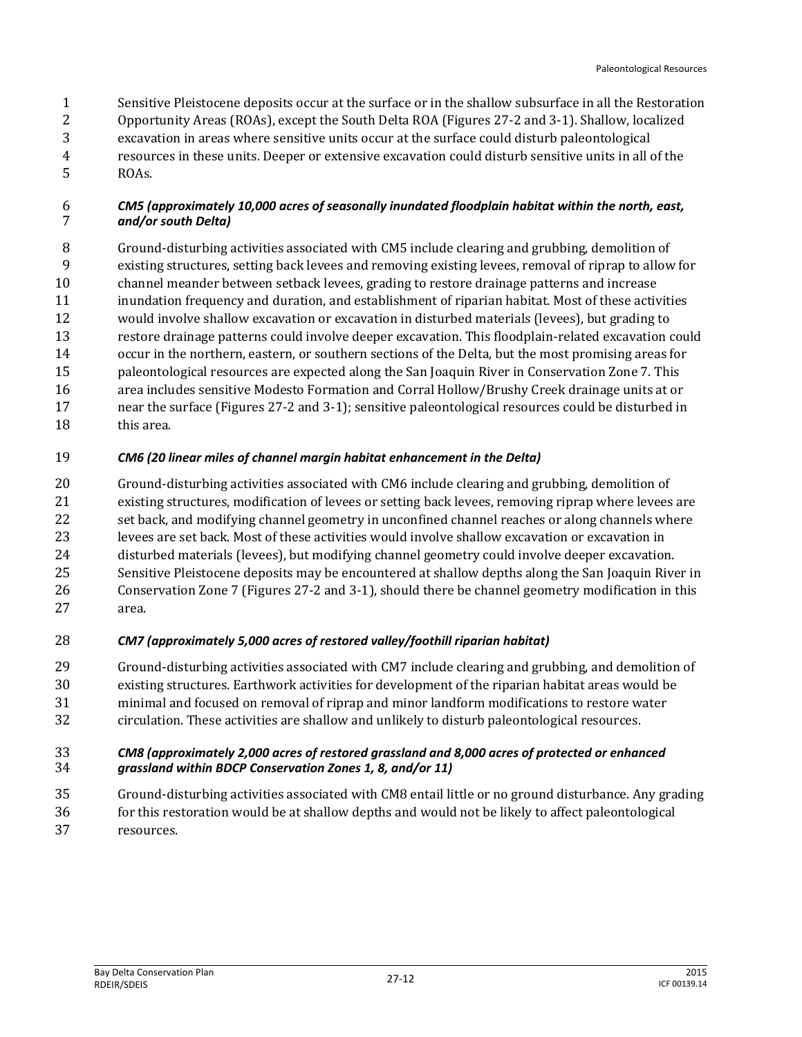Sensitive Pleistocene deposits occur at the surface or in the shallow subsurface in all the Restoration Opportunity Areas (ROAs), except the South Delta ROA (Figures 27-2 and 3-1). Shallow, localized excavation in areas where sensitive units occur at the surface could disturb paleontological resources in these units. Deeper or extensive excavation could disturb sensitive units in all of the ROAs.

***CM5 (approximately 10,000 acres of seasonally inundated floodplain habitat within the north, east, and/or south Delta)***

Ground-disturbing activities associated with CM5 include clearing and grubbing, demolition of existing structures, setting back levees and removing existing levees, removal of riprap to allow for channel meander between setback levees, grading to restore drainage patterns and increase inundation frequency and duration, and establishment of riparian habitat. Most of these activities would involve shallow excavation or excavation in disturbed materials (levees), but grading to restore drainage patterns could involve deeper excavation. This floodplain-related excavation could occur in the northern, eastern, or southern sections of the Delta, but the most promising areas for paleontological resources are expected along the San Joaquin River in Conservation Zone 7. This area includes sensitive Modesto Formation and Corral Hollow/Brushy Creek drainage units at or near the surface (Figures 27-2 and 3-1); sensitive paleontological resources could be disturbed in this area.

***CM6 (20 linear miles of channel margin habitat enhancement in the Delta)***

Ground-disturbing activities associated with CM6 include clearing and grubbing, demolition of existing structures, modification of levees or setting back levees, removing riprap where levees are set back, and modifying channel geometry in unconfined channel reaches or along channels where levees are set back. Most of these activities would involve shallow excavation or excavation in disturbed materials (levees), but modifying channel geometry could involve deeper excavation. Sensitive Pleistocene deposits may be encountered at shallow depths along the San Joaquin River in Conservation Zone 7 (Figures 27-2 and 3-1), should there be channel geometry modification in this area.

***CM7 (approximately 5,000 acres of restored valley/foothill riparian habitat)***

Ground-disturbing activities associated with CM7 include clearing and grubbing, and demolition of existing structures. Earthwork activities for development of the riparian habitat areas would be minimal and focused on removal of riprap and minor landform modifications to restore water circulation. These activities are shallow and unlikely to disturb paleontological resources.

***CM8 (approximately 2,000 acres of restored grassland and 8,000 acres of protected or enhanced grassland within BDCP Conservation Zones 1, 8, and/or 11)***

Ground-disturbing activities associated with CM8 entail little or no ground disturbance. Any grading for this restoration would be at shallow depths and would not be likely to affect paleontological resources.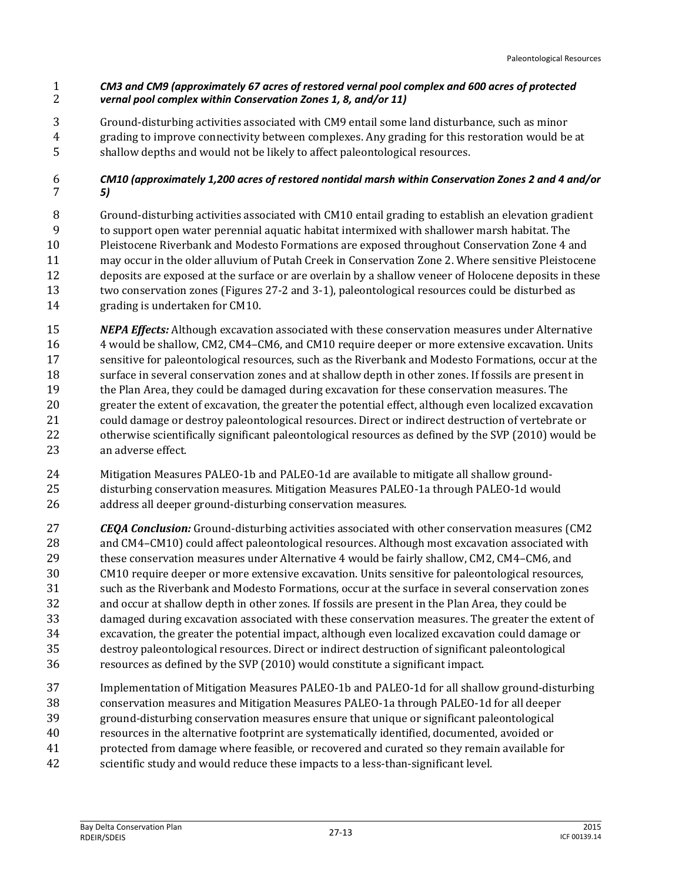***CM3 and CM9 (approximately 67 acres of restored vernal pool complex and 600 acres of protected vernal pool complex within Conservation Zones 1, 8, and/or 11)***

Ground-disturbing activities associated with CM9 entail some land disturbance, such as minor grading to improve connectivity between complexes. Any grading for this restoration would be at shallow depths and would not be likely to affect paleontological resources.

***CM10 (approximately 1,200 acres of restored nontidal marsh within Conservation Zones 2 and 4 and/or 5)***

Ground-disturbing activities associated with CM10 entail grading to establish an elevation gradient to support open water perennial aquatic habitat intermixed with shallower marsh habitat. The Pleistocene Riverbank and Modesto Formations are exposed throughout Conservation Zone 4 and may occur in the older alluvium of Putah Creek in Conservation Zone 2. Where sensitive Pleistocene deposits are exposed at the surface or are overlain by a shallow veneer of Holocene deposits in these two conservation zones (Figures 27-2 and 3-1), paleontological resources could be disturbed as grading is undertaken for CM10.

***NEPA Effects:*** Although excavation associated with these conservation measures under Alternative 4 would be shallow, CM2, CM4–CM6, and CM10 require deeper or more extensive excavation. Units sensitive for paleontological resources, such as the Riverbank and Modesto Formations, occur at the surface in several conservation zones and at shallow depth in other zones. If fossils are present in the Plan Area, they could be damaged during excavation for these conservation measures. The greater the extent of excavation, the greater the potential effect, although even localized excavation could damage or destroy paleontological resources. Direct or indirect destruction of vertebrate or otherwise scientifically significant paleontological resources as defined by the SVP (2010) would be an adverse effect.

Mitigation Measures PALEO-1b and PALEO-1d are available to mitigate all shallow ground-disturbing conservation measures. Mitigation Measures PALEO-1a through PALEO-1d would address all deeper ground-disturbing conservation measures.

***CEQA Conclusion:*** Ground-disturbing activities associated with other conservation measures (CM2 and CM4–CM10) could affect paleontological resources. Although most excavation associated with these conservation measures under Alternative 4 would be fairly shallow, CM2, CM4–CM6, and CM10 require deeper or more extensive excavation. Units sensitive for paleontological resources, such as the Riverbank and Modesto Formations, occur at the surface in several conservation zones and occur at shallow depth in other zones. If fossils are present in the Plan Area, they could be damaged during excavation associated with these conservation measures. The greater the extent of excavation, the greater the potential impact, although even localized excavation could damage or destroy paleontological resources. Direct or indirect destruction of significant paleontological resources as defined by the SVP (2010) would constitute a significant impact.

Implementation of Mitigation Measures PALEO-1b and PALEO-1d for all shallow ground-disturbing conservation measures and Mitigation Measures PALEO-1a through PALEO-1d for all deeper ground-disturbing conservation measures ensure that unique or significant paleontological resources in the alternative footprint are systematically identified, documented, avoided or protected from damage where feasible, or recovered and curated so they remain available for scientific study and would reduce these impacts to a less-than-significant level.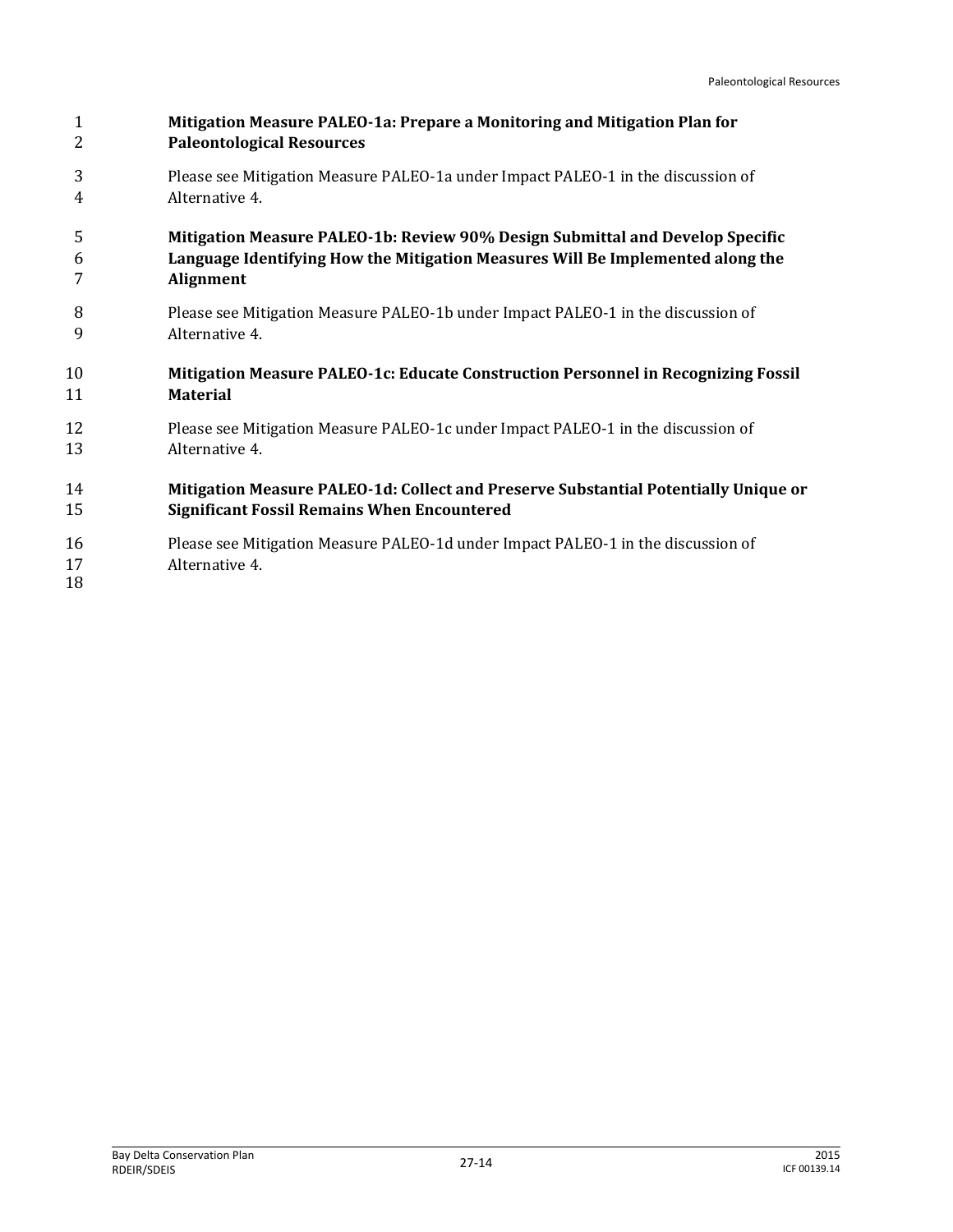**Mitigation Measure PALEO-1a: Prepare a Monitoring and Mitigation Plan for Paleontological Resources**

Please see Mitigation Measure PALEO-1a under Impact PALEO-1 in the discussion of Alternative 4.

**Mitigation Measure PALEO-1b: Review 90% Design Submittal and Develop Specific Language Identifying How the Mitigation Measures Will Be Implemented along the Alignment**

Please see Mitigation Measure PALEO-1b under Impact PALEO-1 in the discussion of Alternative 4.

**Mitigation Measure PALEO-1c: Educate Construction Personnel in Recognizing Fossil Material**

Please see Mitigation Measure PALEO-1c under Impact PALEO-1 in the discussion of Alternative 4.

**Mitigation Measure PALEO-1d: Collect and Preserve Substantial Potentially Unique or Significant Fossil Remains When Encountered**

Please see Mitigation Measure PALEO-1d under Impact PALEO-1 in the discussion of Alternative 4.